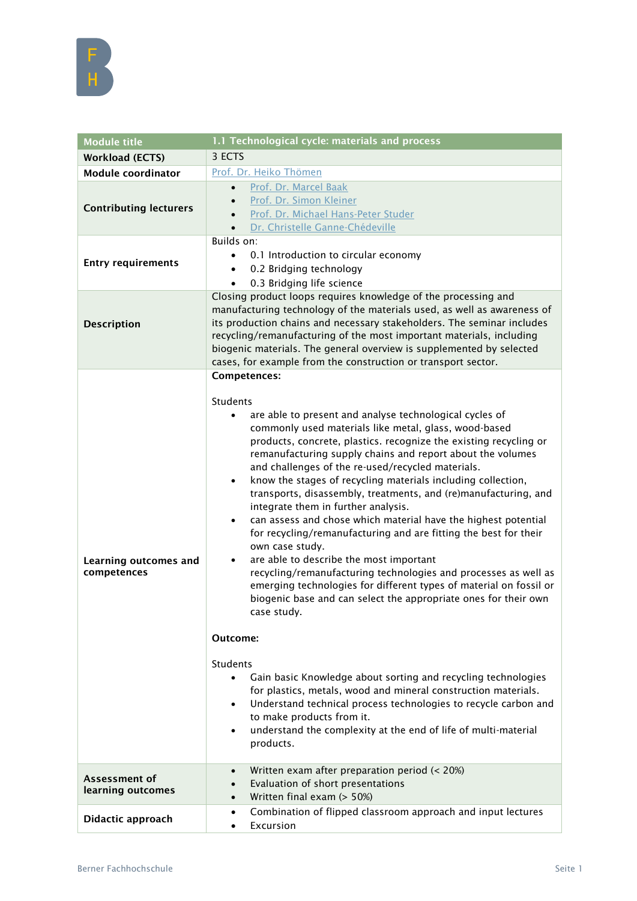| Module title | 1.1 Technological cycle: materials and process |
|---|---|
| **Workload (ECTS)** | 3 ECTS |
| **Module coordinator** | Prof. Dr. Heiko Thömen |
| **Contributing lecturers** | • Prof. Dr. Marcel Baak<br>• Prof. Dr. Simon Kleiner<br>• Prof. Dr. Michael Hans-Peter Studer<br>• Dr. Christelle Ganne-Chédeville |
| **Entry requirements** | Builds on:<br>• 0.1 Introduction to circular economy<br>• 0.2 Bridging technology<br>• 0.3 Bridging life science |
| **Description** | Closing product loops requires knowledge of the processing and manufacturing technology of the materials used, as well as awareness of its production chains and necessary stakeholders. The seminar includes recycling/remanufacturing of the most important materials, including biogenic materials. The general overview is supplemented by selected cases, for example from the construction or transport sector. |
| **Learning outcomes and competences** | **Competences:**<br><br>Students<br>• are able to present and analyse technological cycles of commonly used materials like metal, glass, wood-based products, concrete, plastics. recognize the existing recycling or remanufacturing supply chains and report about the volumes and challenges of the re-used/recycled materials.<br>• know the stages of recycling materials including collection, transports, disassembly, treatments, and (re)manufacturing, and integrate them in further analysis.<br>• can assess and chose which material have the highest potential for recycling/remanufacturing and are fitting the best for their own case study.<br>• are able to describe the most important recycling/remanufacturing technologies and processes as well as emerging technologies for different types of material on fossil or biogenic base and can select the appropriate ones for their own case study.<br><br>**Outcome:**<br><br>Students<br>• Gain basic Knowledge about sorting and recycling technologies for plastics, metals, wood and mineral construction materials.<br>• Understand technical process technologies to recycle carbon and to make products from it.<br>• understand the complexity at the end of life of multi-material products. |
| **Assessment of learning outcomes** | • Written exam after preparation period (< 20%)<br>• Evaluation of short presentations<br>• Written final exam (> 50%) |
| **Didactic approach** | • Combination of flipped classroom approach and input lectures<br>• Excursion |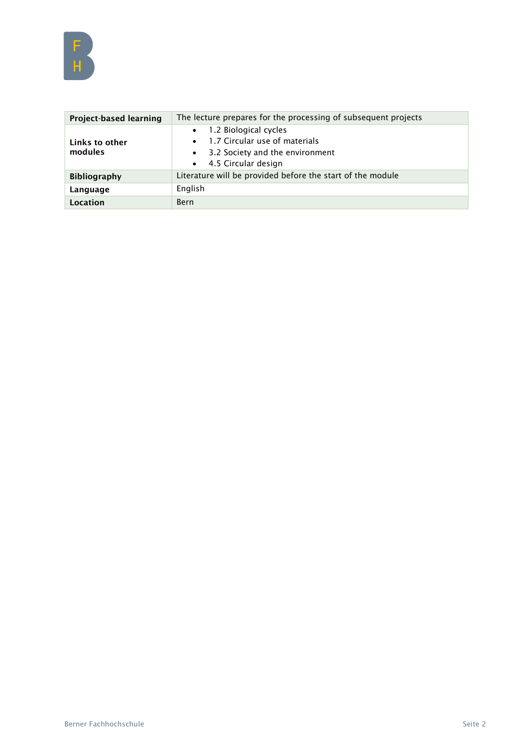| | |
|---|---|
| **Project-based learning** | The lecture prepares for the processing of subsequent projects |
| **Links to other modules** | • 1.2 Biological cycles<br>• 1.7 Circular use of materials<br>• 3.2 Society and the environment<br>• 4.5 Circular design |
| **Bibliography** | Literature will be provided before the start of the module |
| **Language** | English |
| **Location** | Bern |